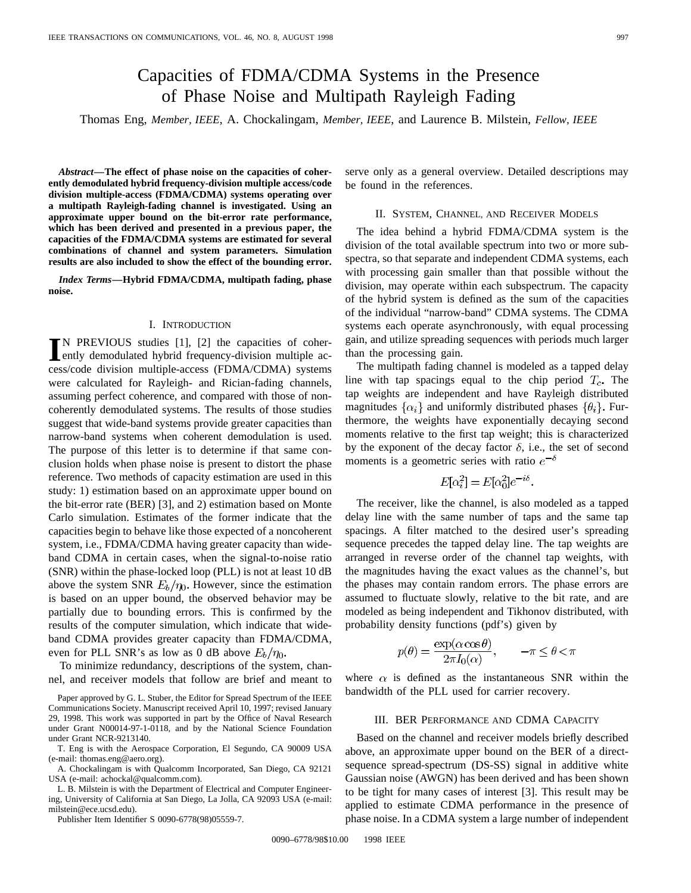# Capacities of FDMA/CDMA Systems in the Presence of Phase Noise and Multipath Rayleigh Fading

Thomas Eng, *Member, IEEE*, A. Chockalingam, *Member, IEEE*, and Laurence B. Milstein, *Fellow, IEEE*

***Abstract*—The effect of phase noise on the capacities of coherently demodulated hybrid frequency-division multiple access/code division multiple-access (FDMA/CDMA) systems operating over a multipath Rayleigh-fading channel is investigated. Using an approximate upper bound on the bit-error rate performance, which has been derived and presented in a previous paper, the capacities of the FDMA/CDMA systems are estimated for several combinations of channel and system parameters. Simulation results are also included to show the effect of the bounding error.**

***Index Terms*—Hybrid FDMA/CDMA, multipath fading, phase noise.**

## I. Introduction

In previous studies [1], [2] the capacities of coherently demodulated hybrid frequency-division multiple access/code division multiple-access (FDMA/CDMA) systems were calculated for Rayleigh- and Rician-fading channels, assuming perfect coherence, and compared with those of noncoherently demodulated systems. The results of those studies suggest that wide-band systems provide greater capacities than narrow-band systems when coherent demodulation is used. The purpose of this letter is to determine if that same conclusion holds when phase noise is present to distort the phase reference. Two methods of capacity estimation are used in this study: 1) estimation based on an approximate upper bound on the bit-error rate (BER) [3], and 2) estimation based on Monte Carlo simulation. Estimates of the former indicate that the capacities begin to behave like those expected of a noncoherent system, i.e., FDMA/CDMA having greater capacity than wide-band CDMA in certain cases, when the signal-to-noise ratio (SNR) within the phase-locked loop (PLL) is not at least 10 dB above the system SNR $E_b/\eta_0$. However, since the estimation is based on an upper bound, the observed behavior may be partially due to bounding errors. This is confirmed by the results of the computer simulation, which indicate that wide-band CDMA provides greater capacity than FDMA/CDMA, even for PLL SNR's as low as 0 dB above $E_b/\eta_0$.

To minimize redundancy, descriptions of the system, channel, and receiver models that follow are brief and meant to serve only as a general overview. Detailed descriptions may be found in the references.

Paper approved by G. L. Stuber, the Editor for Spread Spectrum of the IEEE Communications Society. Manuscript received April 10, 1997; revised January 29, 1998. This work was supported in part by the Office of Naval Research under Grant N00014-97-1-0118, and by the National Science Foundation under Grant NCR-9213140.

T. Eng is with the Aerospace Corporation, El Segundo, CA 90009 USA (e-mail: thomas.eng@aero.org).

A. Chockalingam is with Qualcomm Incorporated, San Diego, CA 92121 USA (e-mail: achockal@qualcomm.com).

L. B. Milstein is with the Department of Electrical and Computer Engineering, University of California at San Diego, La Jolla, CA 92093 USA (e-mail: milstein@ece.ucsd.edu).

Publisher Item Identifier S 0090-6778(98)05559-7.

## II. System, Channel, and Receiver Models

The idea behind a hybrid FDMA/CDMA system is the division of the total available spectrum into two or more subspectra, so that separate and independent CDMA systems, each with processing gain smaller than that possible without the division, may operate within each subspectrum. The capacity of the hybrid system is defined as the sum of the capacities of the individual "narrow-band" CDMA systems. The CDMA systems each operate asynchronously, with equal processing gain, and utilize spreading sequences with periods much larger than the processing gain.

The multipath fading channel is modeled as a tapped delay line with tap spacings equal to the chip period $T_c$. The tap weights are independent and have Rayleigh distributed magnitudes $\{\alpha_i\}$ and uniformly distributed phases $\{\theta_i\}$. Furthermore, the weights have exponentially decaying second moments relative to the first tap weight; this is characterized by the exponent of the decay factor $\delta$, i.e., the set of second moments is a geometric series with ratio $e^{-\delta}$

$$E[\alpha_i^2] = E[\alpha_0^2]e^{-i\delta}.$$

The receiver, like the channel, is also modeled as a tapped delay line with the same number of taps and the same tap spacings. A filter matched to the desired user's spreading sequence precedes the tapped delay line. The tap weights are arranged in reverse order of the channel tap weights, with the magnitudes having the exact values as the channel's, but the phases may contain random errors. The phase errors are assumed to fluctuate slowly, relative to the bit rate, and are modeled as being independent and Tikhonov distributed, with probability density functions (pdf's) given by

$$p(\theta) = \frac{\exp(\alpha \cos\theta)}{2\pi I_0(\alpha)}, \qquad -\pi \le \theta < \pi$$

where $\alpha$ is defined as the instantaneous SNR within the bandwidth of the PLL used for carrier recovery.

## III. BER Performance and CDMA Capacity

Based on the channel and receiver models briefly described above, an approximate upper bound on the BER of a direct-sequence spread-spectrum (DS-SS) signal in additive white Gaussian noise (AWGN) has been derived and has been shown to be tight for many cases of interest [3]. This result may be applied to estimate CDMA performance in the presence of phase noise. In a CDMA system a large number of independent

0090–6778/98$10.00 1998 IEEE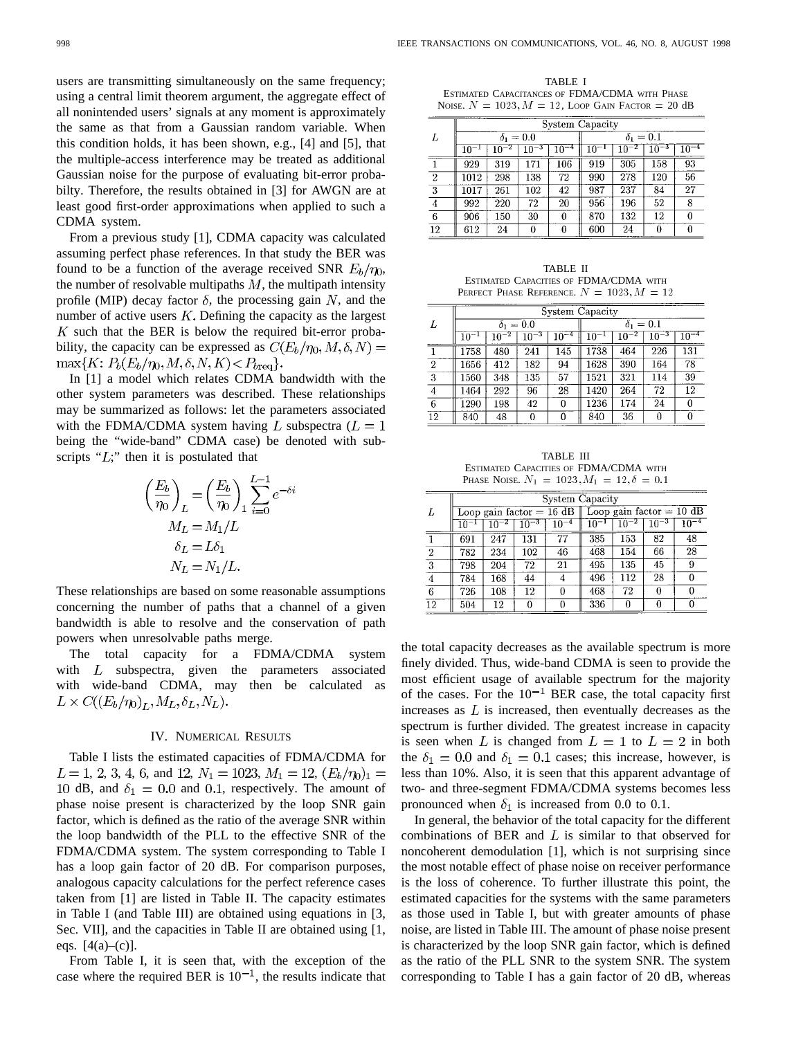users are transmitting simultaneously on the same frequency; using a central limit theorem argument, the aggregate effect of all nonintended users' signals at any moment is approximately the same as that from a Gaussian random variable. When this condition holds, it has been shown, e.g., [4] and [5], that the multiple-access interference may be treated as additional Gaussian noise for the purpose of evaluating bit-error probabilty. Therefore, the results obtained in [3] for AWGN are at least good first-order approximations when applied to such a CDMA system.

From a previous study [1], CDMA capacity was calculated assuming perfect phase references. In that study the BER was found to be a function of the average received SNR $E_b/\eta_0$, the number of resolvable multipaths $M$, the multipath intensity profile (MIP) decay factor $\delta$, the processing gain $N$, and the number of active users $K$. Defining the capacity as the largest $K$ such that the BER is below the required bit-error probability, the capacity can be expressed as $C(E_b/\eta_0, M, \delta, N) = \max\{K: P_b(E_b/\eta_0, M, \delta, N, K) < P_{\text{breq}}\}$.

In [1] a model which relates CDMA bandwidth with the other system parameters was described. These relationships may be summarized as follows: let the parameters associated with the FDMA/CDMA system having $L$ subspectra ($L = 1$ being the "wide-band" CDMA case) be denoted with subscripts "$L$;" then it is postulated that

$$\left(\frac{E_b}{\eta_0}\right)_L = \left(\frac{E_b}{\eta_0}\right)_1 \sum_{i=0}^{L-1} e^{-\delta i}$$
$$M_L = M_1/L$$
$$\delta_L = L\delta_1$$
$$N_L = N_1/L.$$

These relationships are based on some reasonable assumptions concerning the number of paths that a channel of a given bandwidth is able to resolve and the conservation of path powers when unresolvable paths merge.

The total capacity for a FDMA/CDMA system with $L$ subspectra, given the parameters associated with wide-band CDMA, may then be calculated as $L \times C((E_b/\eta_0)_L, M_L, \delta_L, N_L)$.

## IV. Numerical Results

Table I lists the estimated capacities of FDMA/CDMA for $L = 1, 2, 3, 4, 6$, and $12$, $N_1 = 1023$, $M_1 = 12$, $(E_b/\eta_0)_1 = 10$ dB, and $\delta_1 = 0.0$ and $0.1$, respectively. The amount of phase noise present is characterized by the loop SNR gain factor, which is defined as the ratio of the average SNR within the loop bandwidth of the PLL to the effective SNR of the FDMA/CDMA system. The system corresponding to Table I has a loop gain factor of 20 dB. For comparison purposes, analogous capacity calculations for the perfect reference cases taken from [1] are listed in Table II. The capacity estimates in Table I (and Table III) are obtained using equations in [3, Sec. VII], and the capacities in Table II are obtained using [1, eqs. [4(a)–(c)].

From Table I, it is seen that, with the exception of the case where the required BER is $10^{-1}$, the results indicate that the total capacity decreases as the available spectrum is more finely divided. Thus, wide-band CDMA is seen to provide the most efficient usage of available spectrum for the majority of the cases. For the $10^{-1}$ BER case, the total capacity first increases as $L$ is increased, then eventually decreases as the spectrum is further divided. The greatest increase in capacity is seen when $L$ is changed from $L = 1$ to $L = 2$ in both the $\delta_1 = 0.0$ and $\delta_1 = 0.1$ cases; this increase, however, is less than 10%. Also, it is seen that this apparent advantage of two- and three-segment FDMA/CDMA systems becomes less pronounced when $\delta_1$ is increased from 0.0 to 0.1.

In general, the behavior of the total capacity for the different combinations of BER and $L$ is similar to that observed for noncoherent demodulation [1], which is not surprising since the most notable effect of phase noise on receiver performance is the loss of coherence. To further illustrate this point, the estimated capacities for the systems with the same parameters as those used in Table I, but with greater amounts of phase noise, are listed in Table III. The amount of phase noise present is characterized by the loop SNR gain factor, which is defined as the ratio of the PLL SNR to the system SNR. The system corresponding to Table I has a gain factor of 20 dB, whereas

TABLE I
Estimated Capacitances of FDMA/CDMA with Phase Noise. $N = 1023, M = 12$, Loop Gain Factor = 20 dB

| $L$ | System Capacity | | | | | | | |
|---|---|---|---|---|---|---|---|---|
| | $\delta_1 = 0.0$ | | | | $\delta_1 = 0.1$ | | | |
| | $10^{-1}$ | $10^{-2}$ | $10^{-3}$ | $10^{-4}$ | $10^{-1}$ | $10^{-2}$ | $10^{-3}$ | $10^{-4}$ |
| 1 | 929 | 319 | 171 | 106 | 919 | 305 | 158 | 93 |
| 2 | 1012 | 298 | 138 | 72 | 990 | 278 | 120 | 56 |
| 3 | 1017 | 261 | 102 | 42 | 987 | 237 | 84 | 27 |
| 4 | 992 | 220 | 72 | 20 | 956 | 196 | 52 | 8 |
| 6 | 906 | 150 | 30 | 0 | 870 | 132 | 12 | 0 |
| 12 | 612 | 24 | 0 | 0 | 600 | 24 | 0 | 0 |

TABLE II
Estimated Capacities of FDMA/CDMA with Perfect Phase Reference. $N = 1023, M = 12$

| $L$ | System Capacity | | | | | | | |
|---|---|---|---|---|---|---|---|---|
| | $\delta_1 = 0.0$ | | | | $\delta_1 = 0.1$ | | | |
| | $10^{-1}$ | $10^{-2}$ | $10^{-3}$ | $10^{-4}$ | $10^{-1}$ | $10^{-2}$ | $10^{-3}$ | $10^{-4}$ |
| 1 | 1758 | 480 | 241 | 145 | 1738 | 464 | 226 | 131 |
| 2 | 1656 | 412 | 182 | 94 | 1628 | 390 | 164 | 78 |
| 3 | 1560 | 348 | 135 | 57 | 1521 | 321 | 114 | 39 |
| 4 | 1464 | 292 | 96 | 28 | 1420 | 264 | 72 | 12 |
| 6 | 1290 | 198 | 42 | 0 | 1236 | 174 | 24 | 0 |
| 12 | 840 | 48 | 0 | 0 | 840 | 36 | 0 | 0 |

TABLE III
Estimated Capacities of FDMA/CDMA with Phase Noise. $N_1 = 1023, M_1 = 12, \delta = 0.1$

| $L$ | System Capacity | | | | | | | |
|---|---|---|---|---|---|---|---|---|
| | Loop gain factor = 16 dB | | | | Loop gain factor = 10 dB | | | |
| | $10^{-1}$ | $10^{-2}$ | $10^{-3}$ | $10^{-4}$ | $10^{-1}$ | $10^{-2}$ | $10^{-3}$ | $10^{-4}$ |
| 1 | 691 | 247 | 131 | 77 | 385 | 153 | 82 | 48 |
| 2 | 782 | 234 | 102 | 46 | 468 | 154 | 66 | 28 |
| 3 | 798 | 204 | 72 | 21 | 495 | 135 | 45 | 9 |
| 4 | 784 | 168 | 44 | 4 | 496 | 112 | 28 | 0 |
| 6 | 726 | 108 | 12 | 0 | 468 | 72 | 0 | 0 |
| 12 | 504 | 12 | 0 | 0 | 336 | 0 | 0 | 0 |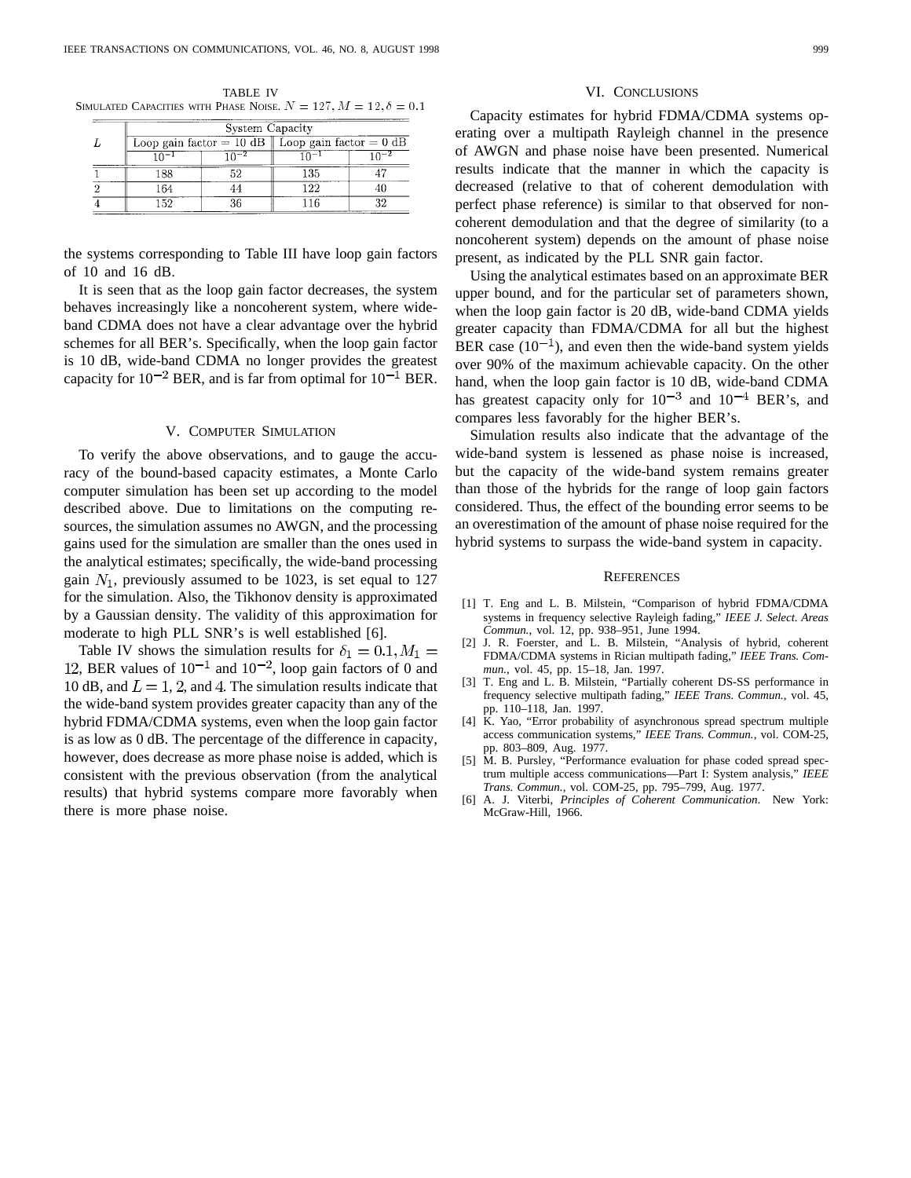TABLE IV
SIMULATED CAPACITIES WITH PHASE NOISE. $N = 127, M = 12, \delta = 0.1$

| $L$ | System Capacity | | | |
|---|---|---|---|---|
| | Loop gain factor = 10 dB | | Loop gain factor = 0 dB | |
| | $10^{-1}$ | $10^{-2}$ | $10^{-1}$ | $10^{-2}$ |
| 1 | 188 | 52 | 135 | 47 |
| 2 | 164 | 44 | 122 | 40 |
| 4 | 152 | 36 | 116 | 32 |

the systems corresponding to Table III have loop gain factors of 10 and 16 dB.

It is seen that as the loop gain factor decreases, the system behaves increasingly like a noncoherent system, where wide-band CDMA does not have a clear advantage over the hybrid schemes for all BER's. Specifically, when the loop gain factor is 10 dB, wide-band CDMA no longer provides the greatest capacity for $10^{-2}$ BER, and is far from optimal for $10^{-1}$ BER.

## V. COMPUTER SIMULATION

To verify the above observations, and to gauge the accuracy of the bound-based capacity estimates, a Monte Carlo computer simulation has been set up according to the model described above. Due to limitations on the computing resources, the simulation assumes no AWGN, and the processing gains used for the simulation are smaller than the ones used in the analytical estimates; specifically, the wide-band processing gain $N_1$, previously assumed to be 1023, is set equal to 127 for the simulation. Also, the Tikhonov density is approximated by a Gaussian density. The validity of this approximation for moderate to high PLL SNR's is well established [6].

Table IV shows the simulation results for $\delta_1 = 0.1, M_1 = 12$, BER values of $10^{-1}$ and $10^{-2}$, loop gain factors of 0 and 10 dB, and $L = 1, 2$, and $4$. The simulation results indicate that the wide-band system provides greater capacity than any of the hybrid FDMA/CDMA systems, even when the loop gain factor is as low as 0 dB. The percentage of the difference in capacity, however, does decrease as more phase noise is added, which is consistent with the previous observation (from the analytical results) that hybrid systems compare more favorably when there is more phase noise.

## VI. CONCLUSIONS

Capacity estimates for hybrid FDMA/CDMA systems operating over a multipath Rayleigh channel in the presence of AWGN and phase noise have been presented. Numerical results indicate that the manner in which the capacity is decreased (relative to that of coherent demodulation with perfect phase reference) is similar to that observed for noncoherent demodulation and that the degree of similarity (to a noncoherent system) depends on the amount of phase noise present, as indicated by the PLL SNR gain factor.

Using the analytical estimates based on an approximate BER upper bound, and for the particular set of parameters shown, when the loop gain factor is 20 dB, wide-band CDMA yields greater capacity than FDMA/CDMA for all but the highest BER case ($10^{-1}$), and even then the wide-band system yields over 90% of the maximum achievable capacity. On the other hand, when the loop gain factor is 10 dB, wide-band CDMA has greatest capacity only for $10^{-3}$ and $10^{-4}$ BER's, and compares less favorably for the higher BER's.

Simulation results also indicate that the advantage of the wide-band system is lessened as phase noise is increased, but the capacity of the wide-band system remains greater than those of the hybrids for the range of loop gain factors considered. Thus, the effect of the bounding error seems to be an overestimation of the amount of phase noise required for the hybrid systems to surpass the wide-band system in capacity.

## REFERENCES

[1] T. Eng and L. B. Milstein, "Comparison of hybrid FDMA/CDMA systems in frequency selective Rayleigh fading," *IEEE J. Select. Areas Commun.*, vol. 12, pp. 938–951, June 1994.

[2] J. R. Foerster, and L. B. Milstein, "Analysis of hybrid, coherent FDMA/CDMA systems in Rician multipath fading," *IEEE Trans. Commun.*, vol. 45, pp. 15–18, Jan. 1997.

[3] T. Eng and L. B. Milstein, "Partially coherent DS-SS performance in frequency selective multipath fading," *IEEE Trans. Commun.*, vol. 45, pp. 110–118, Jan. 1997.

[4] K. Yao, "Error probability of asynchronous spread spectrum multiple access communication systems," *IEEE Trans. Commun.*, vol. COM-25, pp. 803–809, Aug. 1977.

[5] M. B. Pursley, "Performance evaluation for phase coded spread spectrum multiple access communications—Part I: System analysis," *IEEE Trans. Commun.*, vol. COM-25, pp. 795–799, Aug. 1977.

[6] A. J. Viterbi, *Principles of Coherent Communication*. New York: McGraw-Hill, 1966.